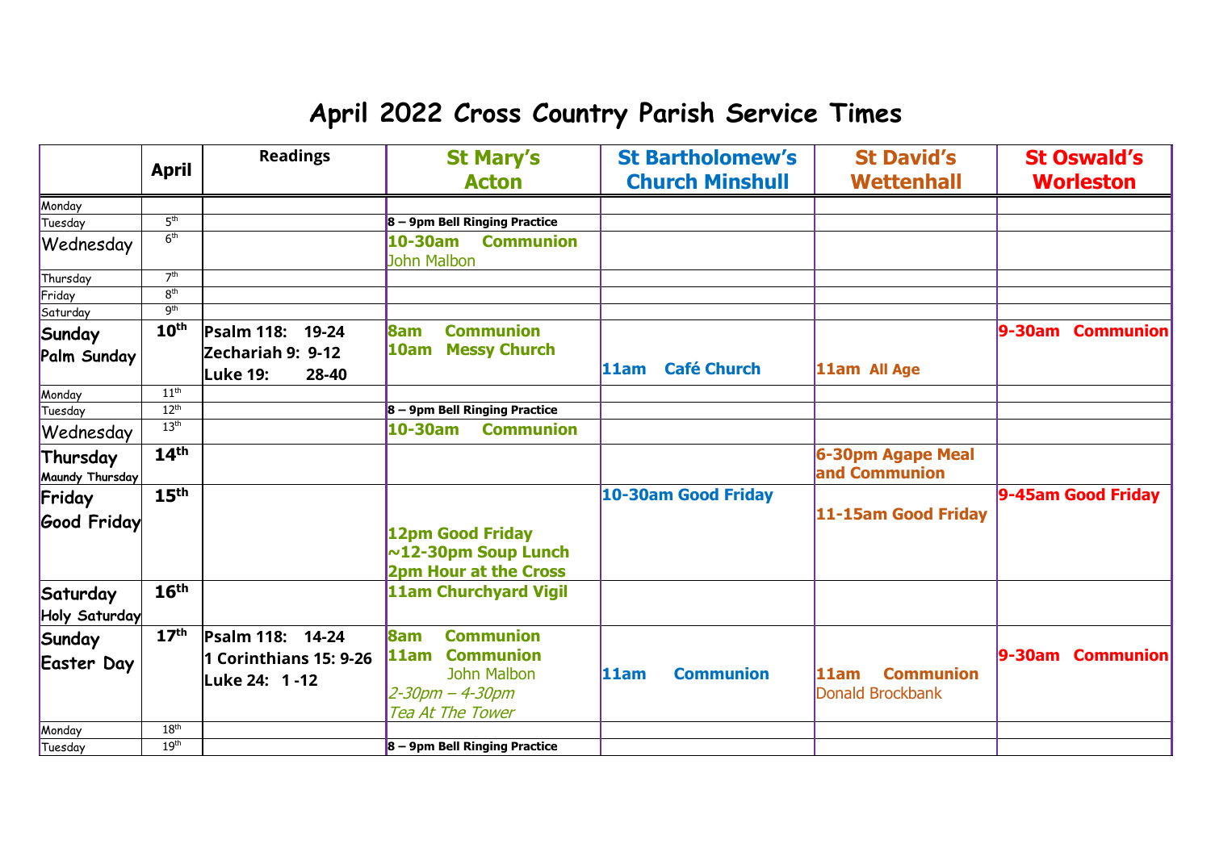# April 2022 Cross Country Parish Service Times

| | April | Readings | St Mary's Acton | St Bartholomew's Church Minshull | St David's Wettenhall | St Oswald's Worleston |
|---|---|---|---|---|---|---|
| Monday | | | | | | |
| Tuesday | 5th | | **8 – 9pm Bell Ringing Practice** | | | |
| Wednesday | 6th | | **10-30am Communion** John Malbon | | | |
| Thursday | 7th | | | | | |
| Friday | 8th | | | | | |
| Saturday | 9th | | | | | |
| **Sunday Palm Sunday** | **10th** | **Psalm 118: 19-24 Zechariah 9: 9-12 Luke 19: 28-40** | **8am Communion 10am Messy Church** | **11am Café Church** | **11am All Age** | **9-30am Communion** |
| Monday | 11th | | | | | |
| Tuesday | 12th | | **8 – 9pm Bell Ringing Practice** | | | |
| Wednesday | 13th | | **10-30am Communion** | | | |
| **Thursday Maundy Thursday** | **14th** | | | | **6-30pm Agape Meal and Communion** | |
| **Friday Good Friday** | **15th** | | **12pm Good Friday ~12-30pm Soup Lunch 2pm Hour at the Cross** | **10-30am Good Friday** | **11-15am Good Friday** | **9-45am Good Friday** |
| **Saturday Holy Saturday** | **16th** | | **11am Churchyard Vigil** | | | |
| **Sunday Easter Day** | **17th** | **Psalm 118: 14-24 1 Corinthians 15: 9-26 Luke 24: 1 -12** | **8am Communion 11am Communion** John Malbon *2-30pm – 4-30pm Tea At The Tower* | **11am Communion** | **11am Communion** Donald Brockbank | **9-30am Communion** |
| Monday | 18th | | | | | |
| Tuesday | 19th | | **8 – 9pm Bell Ringing Practice** | | | |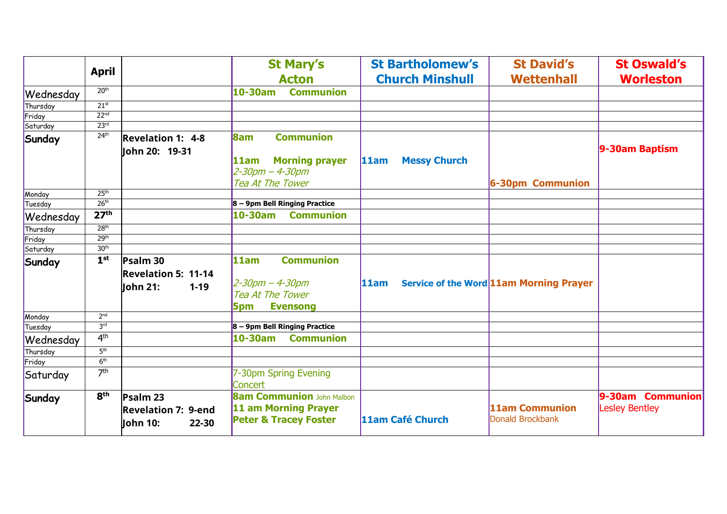| | April | | St Mary's Acton | St Bartholomew's Church Minshull | St David's Wettenhall | St Oswald's Worleston |
|---|---|---|---|---|---|---|
| Wednesday | 20th | | **10-30am Communion** | | | |
| Thursday | 21st | | | | | |
| Friday | 22nd | | | | | |
| Saturday | 23rd | | | | | |
| **Sunday** | 24th | **Revelation 1: 4-8** **John 20: 19-31** | **8am Communion** **11am Morning prayer** *2-30pm – 4-30pm Tea At The Tower* | **11am Messy Church** | **6-30pm Communion** | **9-30am Baptism** |
| Monday | 25th | | | | | |
| Tuesday | 26th | | **8 – 9pm Bell Ringing Practice** | | | |
| Wednesday | **27th** | | **10-30am Communion** | | | |
| Thursday | 28th | | | | | |
| Friday | 29th | | | | | |
| Saturday | 30th | | | | | |
| **Sunday** | **1st** | **Psalm 30** **Revelation 5: 11-14** **John 21: 1-19** | **11am Communion** *2-30pm – 4-30pm Tea At The Tower* **5pm Evensong** | **11am Service of the Word** | **11am Morning Prayer** | |
| Monday | 2nd | | | | | |
| Tuesday | 3rd | | **8 – 9pm Bell Ringing Practice** | | | |
| Wednesday | 4th | | **10-30am Communion** | | | |
| Thursday | 5th | | | | | |
| Friday | 6th | | | | | |
| Saturday | 7th | | 7-30pm Spring Evening Concert | | | |
| **Sunday** | **8th** | **Psalm 23** **Revelation 7: 9-end** **John 10: 22-30** | **8am Communion** John Malbon **11 am Morning Prayer** **Peter & Tracey Foster** | **11am Café Church** | **11am Communion** Donald Brockbank | **9-30am Communion** Lesley Bentley |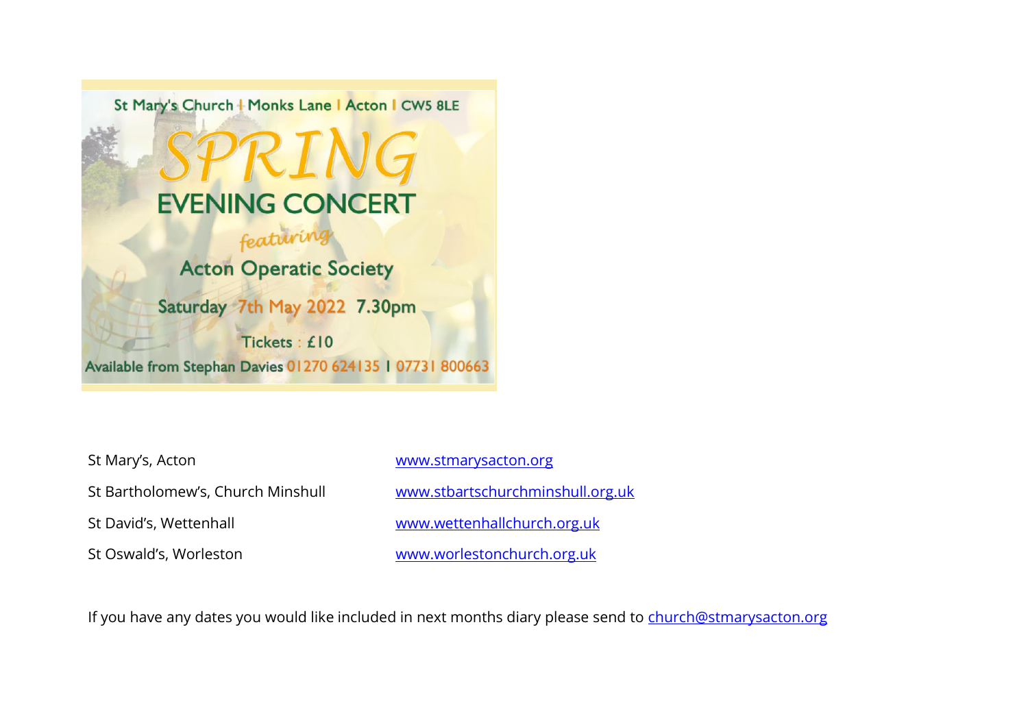St Mary's Church | Monks Lane | Acton | CW5 8LE

# SPRING

## EVENING CONCERT

*featuring*

**Acton Operatic Society**

**Saturday 7th May 2022 7.30pm**

Tickets : £10

Available from Stephan Davies 01270 624135 | 07731 800663

| | |
|---|---|
| St Mary's, Acton | www.stmarysacton.org |
| St Bartholomew's, Church Minshull | www.stbartschurchminshull.org.uk |
| St David's, Wettenhall | www.wettenhallchurch.org.uk |
| St Oswald's, Worleston | www.worlestonchurch.org.uk |

If you have any dates you would like included in next months diary please send to church@stmarysacton.org